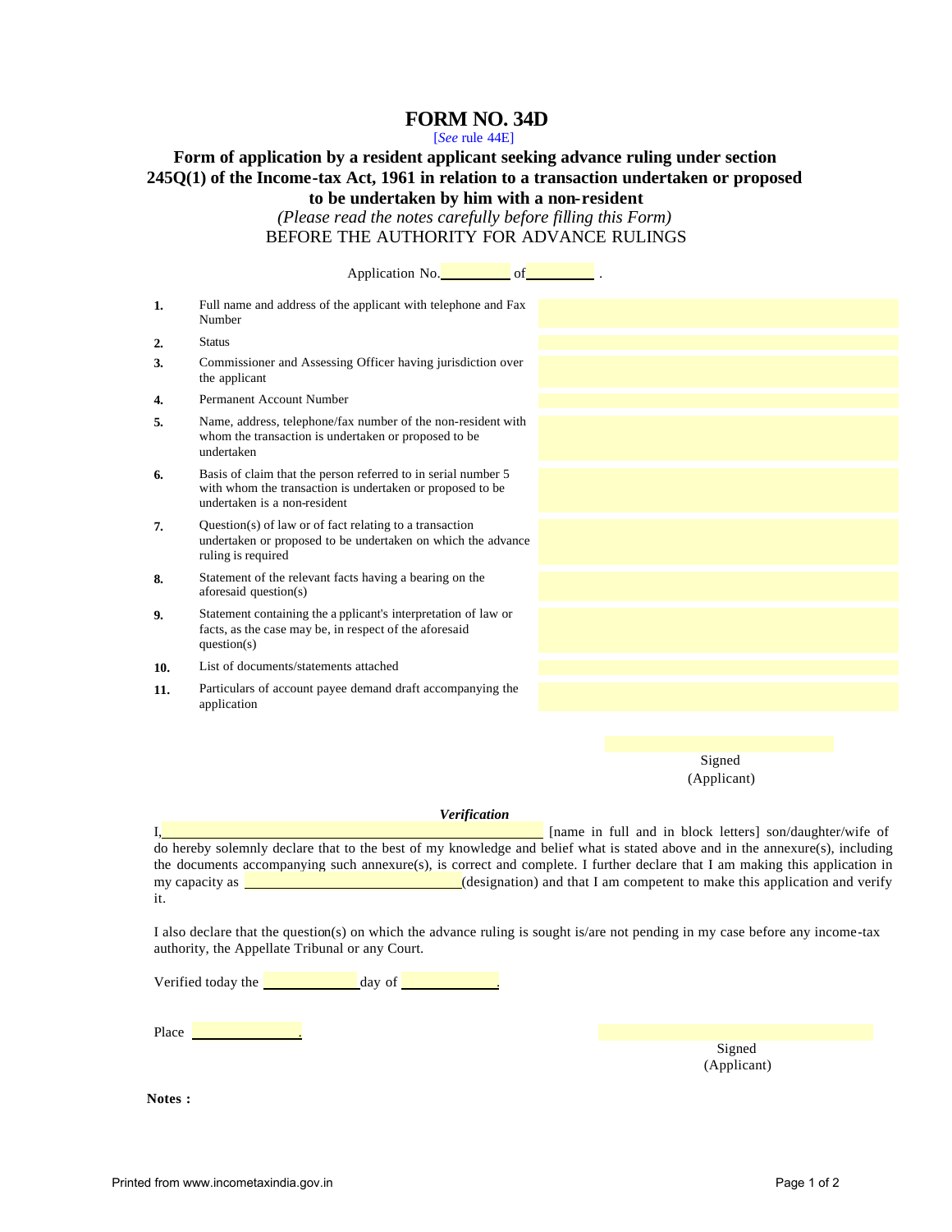# FORM NO. 34D

[*See* rule 44E]

## Form of application by a resident applicant seeking advance ruling under section 245Q(1) of the Income-tax Act, 1961 in relation to a transaction undertaken or proposed to be undertaken by him with a non-resident

*(Please read the notes carefully before filling this Form)*

BEFORE THE AUTHORITY FOR ADVANCE RULINGS

Application No.__________ of__________ .

| | | |
|---|---|---|
| **1.** | Full name and address of the applicant with telephone and Fax Number | |
| **2.** | Status | |
| **3.** | Commissioner and Assessing Officer having jurisdiction over the applicant | |
| **4.** | Permanent Account Number | |
| **5.** | Name, address, telephone/fax number of the non-resident with whom the transaction is undertaken or proposed to be undertaken | |
| **6.** | Basis of claim that the person referred to in serial number 5 with whom the transaction is undertaken or proposed to be undertaken is a non-resident | |
| **7.** | Question(s) of law or of fact relating to a transaction undertaken or proposed to be undertaken on which the advance ruling is required | |
| **8.** | Statement of the relevant facts having a bearing on the aforesaid question(s) | |
| **9.** | Statement containing the applicant's interpretation of law or facts, as the case may be, in respect of the aforesaid question(s) | |
| **10.** | List of documents/statements attached | |
| **11.** | Particulars of account payee demand draft accompanying the application | |

Signed
(Applicant)

***Verification***

I,________________________________________ [name in full and in block letters] son/daughter/wife of do hereby solemnly declare that to the best of my knowledge and belief what is stated above and in the annexure(s), including the documents accompanying such annexure(s), is correct and complete. I further declare that I am making this application in my capacity as ____________________________(designation) and that I am competent to make this application and verify it.

I also declare that the question(s) on which the advance ruling is sought is/are not pending in my case before any income-tax authority, the Appellate Tribunal or any Court.

Verified today the ____________day of ____________.

Place ______________.

Signed
(Applicant)

**Notes :**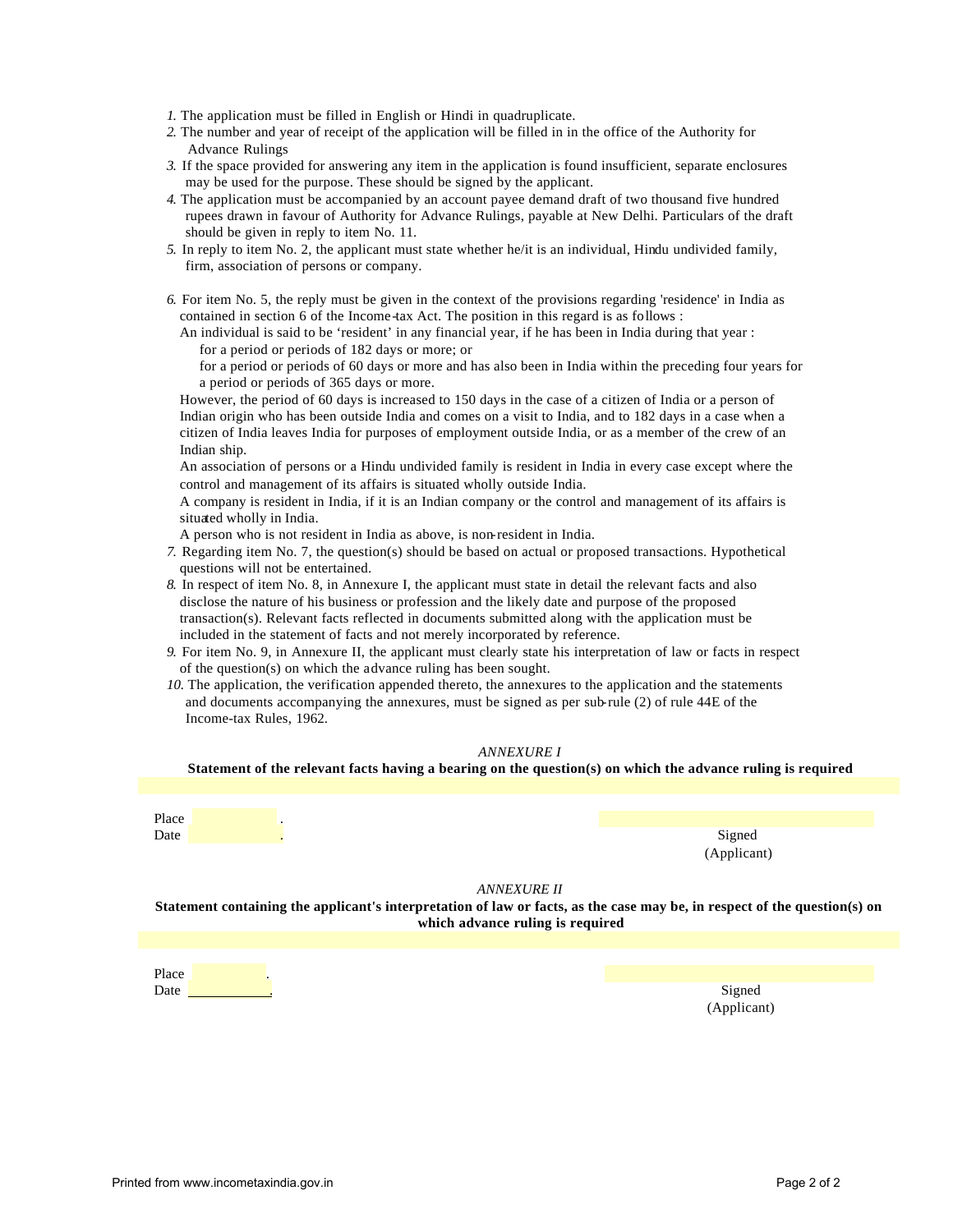1. The application must be filled in English or Hindi in quadruplicate.
2. The number and year of receipt of the application will be filled in in the office of the Authority for Advance Rulings
3. If the space provided for answering any item in the application is found insufficient, separate enclosures may be used for the purpose. These should be signed by the applicant.
4. The application must be accompanied by an account payee demand draft of two thousand five hundred rupees drawn in favour of Authority for Advance Rulings, payable at New Delhi. Particulars of the draft should be given in reply to item No. 11.
5. In reply to item No. 2, the applicant must state whether he/it is an individual, Hindu undivided family, firm, association of persons or company.
6. For item No. 5, the reply must be given in the context of the provisions regarding 'residence' in India as contained in section 6 of the Income-tax Act. The position in this regard is as follows :

   An individual is said to be 'resident' in any financial year, if he has been in India during that year :

   for a period or periods of 182 days or more; or

   for a period or periods of 60 days or more and has also been in India within the preceding four years for a period or periods of 365 days or more.

   However, the period of 60 days is increased to 150 days in the case of a citizen of India or a person of Indian origin who has been outside India and comes on a visit to India, and to 182 days in a case when a citizen of India leaves India for purposes of employment outside India, or as a member of the crew of an Indian ship.

   An association of persons or a Hindu undivided family is resident in India in every case except where the control and management of its affairs is situated wholly outside India.

   A company is resident in India, if it is an Indian company or the control and management of its affairs is situated wholly in India.

   A person who is not resident in India as above, is non-resident in India.
7. Regarding item No. 7, the question(s) should be based on actual or proposed transactions. Hypothetical questions will not be entertained.
8. In respect of item No. 8, in Annexure I, the applicant must state in detail the relevant facts and also disclose the nature of his business or profession and the likely date and purpose of the proposed transaction(s). Relevant facts reflected in documents submitted along with the application must be included in the statement of facts and not merely incorporated by reference.
9. For item No. 9, in Annexure II, the applicant must clearly state his interpretation of law or facts in respect of the question(s) on which the advance ruling has been sought.
10. The application, the verification appended thereto, the annexures to the application and the statements and documents accompanying the annexures, must be signed as per sub-rule (2) of rule 44E of the Income-tax Rules, 1962.

*ANNEXURE I*

**Statement of the relevant facts having a bearing on the question(s) on which the advance ruling is required**

Place .

Date .

Signed (Applicant)

*ANNEXURE II*

**Statement containing the applicant's interpretation of law or facts, as the case may be, in respect of the question(s) on which advance ruling is required**

Place .

Date .

Signed (Applicant)